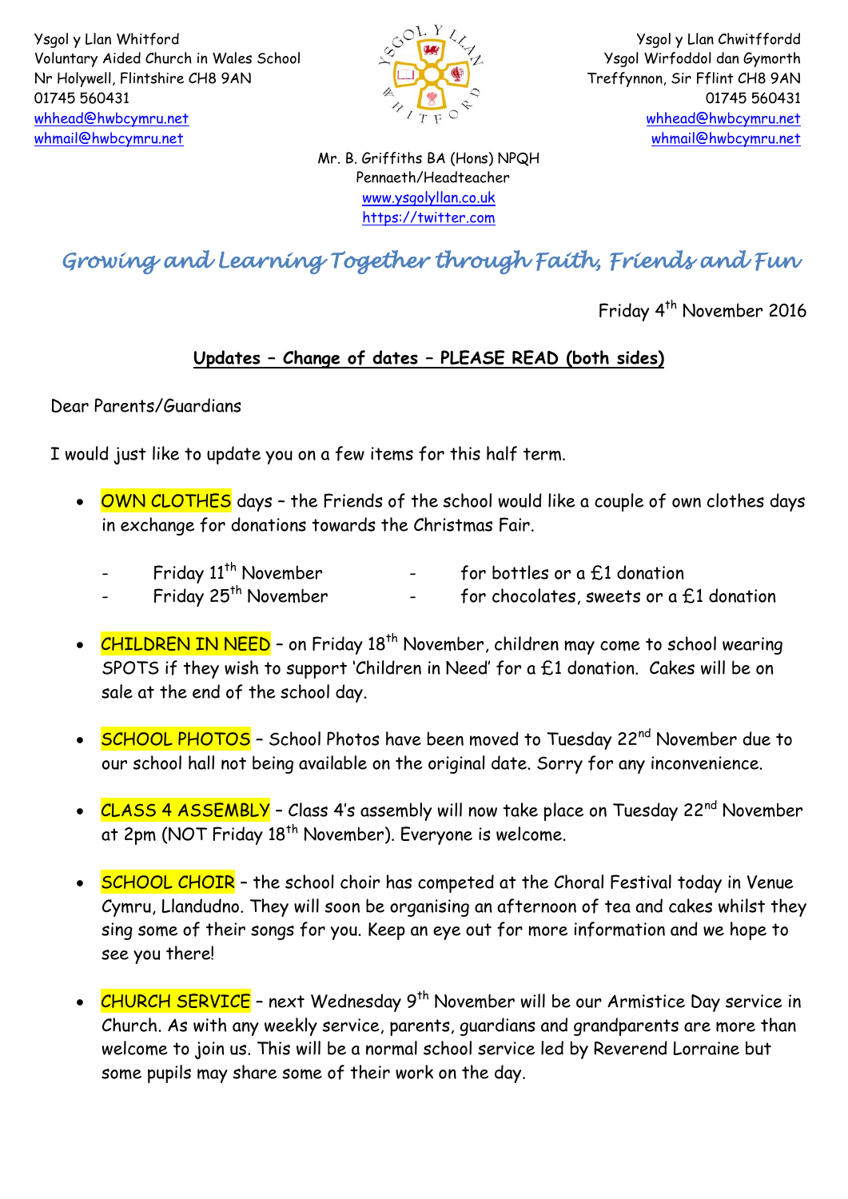Ysgol y Llan Whitford
Voluntary Aided Church in Wales School
Nr Holywell, Flintshire CH8 9AN
01745 560431
whhead@hwbcymru.net
whmail@hwbcymru.net

Ysgol y Llan Chwitffordd
Ysgol Wirfoddol dan Gymorth
Treffynnon, Sir Fflint CH8 9AN
01745 560431
whhead@hwbcymru.net
whmail@hwbcymru.net

Mr. B. Griffiths BA (Hons) NPQH
Pennaeth/Headteacher
www.ysgolyllan.co.uk
https://twitter.com

*Growing and Learning Together through Faith, Friends and Fun*

Friday 4th November 2016

**Updates – Change of dates – PLEASE READ (both sides)**

Dear Parents/Guardians

I would just like to update you on a few items for this half term.

- OWN CLOTHES days – the Friends of the school would like a couple of own clothes days in exchange for donations towards the Christmas Fair.

  - Friday 11th November - for bottles or a £1 donation
  - Friday 25th November - for chocolates, sweets or a £1 donation

- CHILDREN IN NEED – on Friday 18th November, children may come to school wearing SPOTS if they wish to support 'Children in Need' for a £1 donation. Cakes will be on sale at the end of the school day.

- SCHOOL PHOTOS – School Photos have been moved to Tuesday 22nd November due to our school hall not being available on the original date. Sorry for any inconvenience.

- CLASS 4 ASSEMBLY – Class 4's assembly will now take place on Tuesday 22nd November at 2pm (NOT Friday 18th November). Everyone is welcome.

- SCHOOL CHOIR – the school choir has competed at the Choral Festival today in Venue Cymru, Llandudno. They will soon be organising an afternoon of tea and cakes whilst they sing some of their songs for you. Keep an eye out for more information and we hope to see you there!

- CHURCH SERVICE – next Wednesday 9th November will be our Armistice Day service in Church. As with any weekly service, parents, guardians and grandparents are more than welcome to join us. This will be a normal school service led by Reverend Lorraine but some pupils may share some of their work on the day.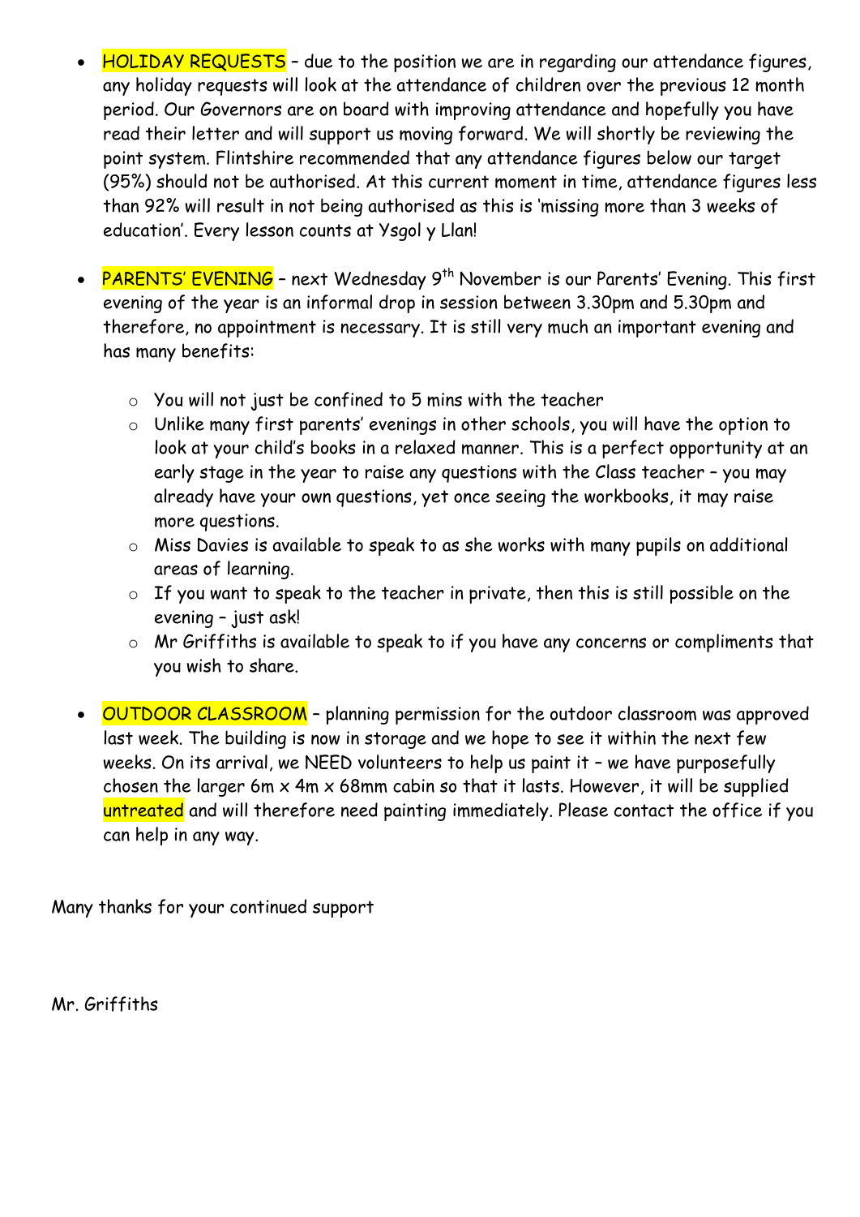- HOLIDAY REQUESTS – due to the position we are in regarding our attendance figures, any holiday requests will look at the attendance of children over the previous 12 month period. Our Governors are on board with improving attendance and hopefully you have read their letter and will support us moving forward. We will shortly be reviewing the point system. Flintshire recommended that any attendance figures below our target (95%) should not be authorised. At this current moment in time, attendance figures less than 92% will result in not being authorised as this is 'missing more than 3 weeks of education'. Every lesson counts at Ysgol y Llan!

- PARENTS' EVENING – next Wednesday 9th November is our Parents' Evening. This first evening of the year is an informal drop in session between 3.30pm and 5.30pm and therefore, no appointment is necessary. It is still very much an important evening and has many benefits:
  - You will not just be confined to 5 mins with the teacher
  - Unlike many first parents' evenings in other schools, you will have the option to look at your child's books in a relaxed manner. This is a perfect opportunity at an early stage in the year to raise any questions with the Class teacher – you may already have your own questions, yet once seeing the workbooks, it may raise more questions.
  - Miss Davies is available to speak to as she works with many pupils on additional areas of learning.
  - If you want to speak to the teacher in private, then this is still possible on the evening – just ask!
  - Mr Griffiths is available to speak to if you have any concerns or compliments that you wish to share.

- OUTDOOR CLASSROOM – planning permission for the outdoor classroom was approved last week. The building is now in storage and we hope to see it within the next few weeks. On its arrival, we NEED volunteers to help us paint it – we have purposefully chosen the larger 6m x 4m x 68mm cabin so that it lasts. However, it will be supplied untreated and will therefore need painting immediately. Please contact the office if you can help in any way.

Many thanks for your continued support

Mr. Griffiths